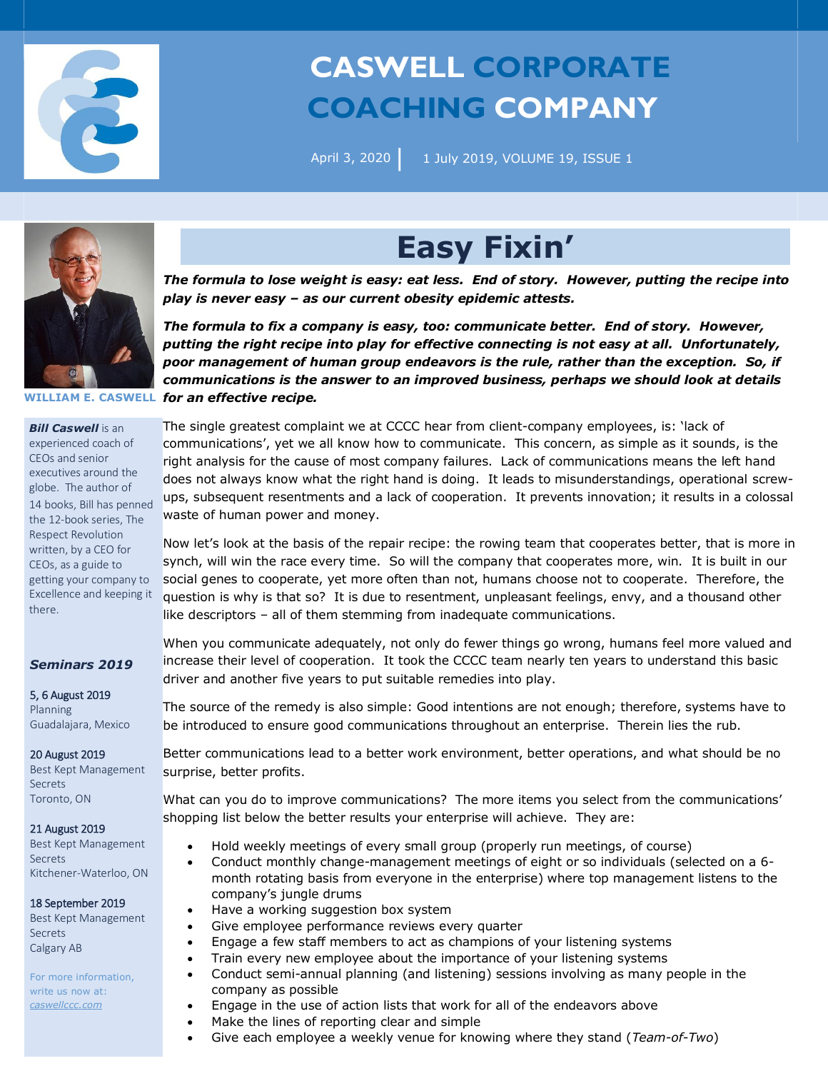# CASWELL CORPORATE COACHING COMPANY

April 3, 2020 | 1 July 2019, VOLUME 19, ISSUE 1

**WILLIAM E. CASWELL**

***Bill Caswell*** is an experienced coach of CEOs and senior executives around the globe. The author of 14 books, Bill has penned the 12-book series, The Respect Revolution written, by a CEO for CEOs, as a guide to getting your company to Excellence and keeping it there.

## *Seminars 2019*

**5, 6 August 2019**
Planning
Guadalajara, Mexico

**20 August 2019**
Best Kept Management Secrets
Toronto, ON

**21 August 2019**
Best Kept Management Secrets
Kitchener-Waterloo, ON

**18 September 2019**
Best Kept Management Secrets
Calgary AB

For more information, write us now at: *caswellccc.com*

# Easy Fixin'

***The formula to lose weight is easy: eat less. End of story. However, putting the recipe into play is never easy – as our current obesity epidemic attests.***

***The formula to fix a company is easy, too: communicate better. End of story. However, putting the right recipe into play for effective connecting is not easy at all. Unfortunately, poor management of human group endeavors is the rule, rather than the exception. So, if communications is the answer to an improved business, perhaps we should look at details for an effective recipe.***

The single greatest complaint we at CCCC hear from client-company employees, is: 'lack of communications', yet we all know how to communicate. This concern, as simple as it sounds, is the right analysis for the cause of most company failures. Lack of communications means the left hand does not always know what the right hand is doing. It leads to misunderstandings, operational screw-ups, subsequent resentments and a lack of cooperation. It prevents innovation; it results in a colossal waste of human power and money.

Now let's look at the basis of the repair recipe: the rowing team that cooperates better, that is more in synch, will win the race every time. So will the company that cooperates more, win. It is built in our social genes to cooperate, yet more often than not, humans choose not to cooperate. Therefore, the question is why is that so? It is due to resentment, unpleasant feelings, envy, and a thousand other like descriptors – all of them stemming from inadequate communications.

When you communicate adequately, not only do fewer things go wrong, humans feel more valued and increase their level of cooperation. It took the CCCC team nearly ten years to understand this basic driver and another five years to put suitable remedies into play.

The source of the remedy is also simple: Good intentions are not enough; therefore, systems have to be introduced to ensure good communications throughout an enterprise. Therein lies the rub.

Better communications lead to a better work environment, better operations, and what should be no surprise, better profits.

What can you do to improve communications? The more items you select from the communications' shopping list below the better results your enterprise will achieve. They are:

- Hold weekly meetings of every small group (properly run meetings, of course)
- Conduct monthly change-management meetings of eight or so individuals (selected on a 6-month rotating basis from everyone in the enterprise) where top management listens to the company's jungle drums
- Have a working suggestion box system
- Give employee performance reviews every quarter
- Engage a few staff members to act as champions of your listening systems
- Train every new employee about the importance of your listening systems
- Conduct semi-annual planning (and listening) sessions involving as many people in the company as possible
- Engage in the use of action lists that work for all of the endeavors above
- Make the lines of reporting clear and simple
- Give each employee a weekly venue for knowing where they stand (*Team-of-Two*)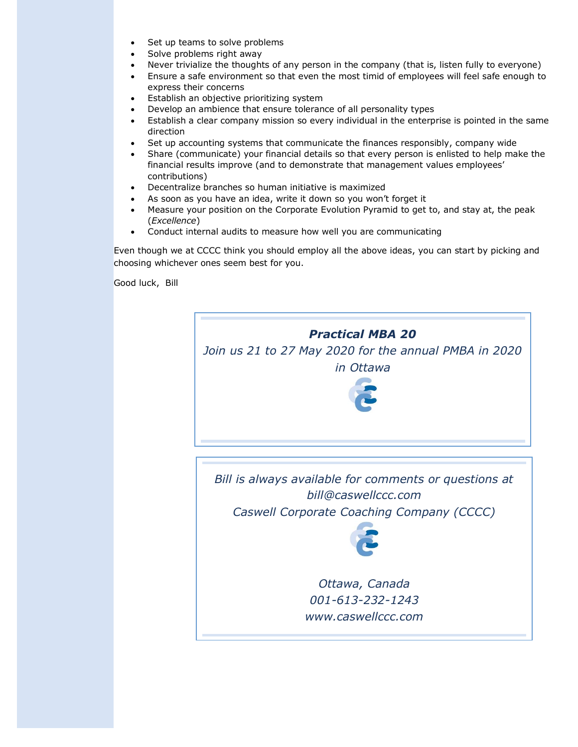- Set up teams to solve problems
- Solve problems right away
- Never trivialize the thoughts of any person in the company (that is, listen fully to everyone)
- Ensure a safe environment so that even the most timid of employees will feel safe enough to express their concerns
- Establish an objective prioritizing system
- Develop an ambience that ensure tolerance of all personality types
- Establish a clear company mission so every individual in the enterprise is pointed in the same direction
- Set up accounting systems that communicate the finances responsibly, company wide
- Share (communicate) your financial details so that every person is enlisted to help make the financial results improve (and to demonstrate that management values employees' contributions)
- Decentralize branches so human initiative is maximized
- As soon as you have an idea, write it down so you won't forget it
- Measure your position on the Corporate Evolution Pyramid to get to, and stay at, the peak (*Excellence*)
- Conduct internal audits to measure how well you are communicating

Even though we at CCCC think you should employ all the above ideas, you can start by picking and choosing whichever ones seem best for you.

Good luck, Bill

***Practical MBA 20***

*Join us 21 to 27 May 2020 for the annual PMBA in 2020 in Ottawa*

*Bill is always available for comments or questions at bill@caswellccc.com*

*Caswell Corporate Coaching Company (CCCC)*

*Ottawa, Canada*
*001-613-232-1243*
*www.caswellccc.com*